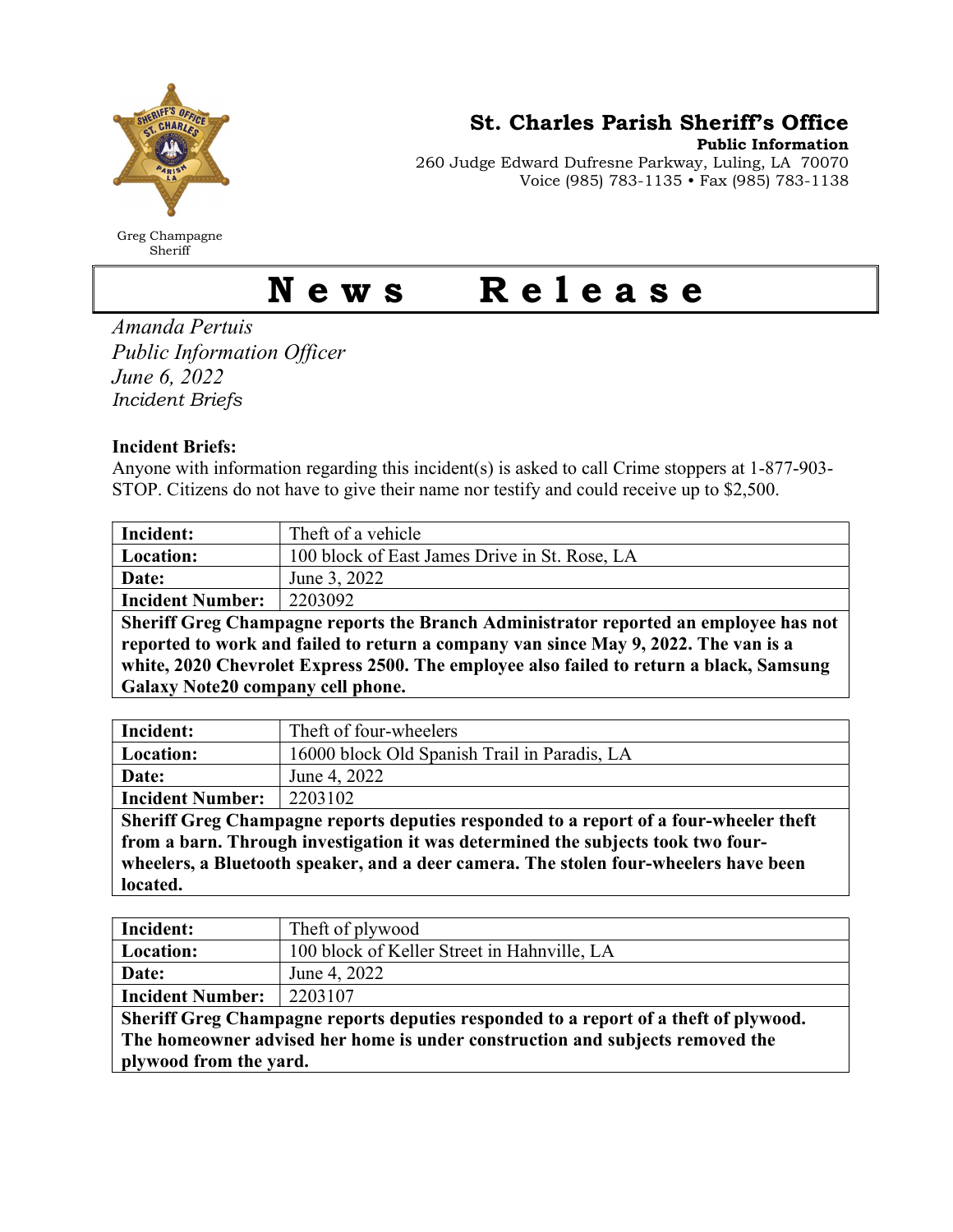Greg Champagne
Sheriff

## St. Charles Parish Sheriff's Office

**Public Information**
260 Judge Edward Dufresne Parkway, Luling, LA 70070
Voice (985) 783-1135 • Fax (985) 783-1138

# News Release

*Amanda Pertuis*
*Public Information Officer*
*June 6, 2022*
*Incident Briefs*

**Incident Briefs:**
Anyone with information regarding this incident(s) is asked to call Crime stoppers at 1-877-903-STOP. Citizens do not have to give their name nor testify and could receive up to $2,500.

| **Incident:** | Theft of a vehicle |
|---|---|
| **Location:** | 100 block of East James Drive in St. Rose, LA |
| **Date:** | June 3, 2022 |
| **Incident Number:** | 2203092 |

**Sheriff Greg Champagne reports the Branch Administrator reported an employee has not reported to work and failed to return a company van since May 9, 2022. The van is a white, 2020 Chevrolet Express 2500. The employee also failed to return a black, Samsung Galaxy Note20 company cell phone.**

| **Incident:** | Theft of four-wheelers |
|---|---|
| **Location:** | 16000 block Old Spanish Trail in Paradis, LA |
| **Date:** | June 4, 2022 |
| **Incident Number:** | 2203102 |

**Sheriff Greg Champagne reports deputies responded to a report of a four-wheeler theft from a barn. Through investigation it was determined the subjects took two four-wheelers, a Bluetooth speaker, and a deer camera. The stolen four-wheelers have been located.**

| **Incident:** | Theft of plywood |
|---|---|
| **Location:** | 100 block of Keller Street in Hahnville, LA |
| **Date:** | June 4, 2022 |
| **Incident Number:** | 2203107 |

**Sheriff Greg Champagne reports deputies responded to a report of a theft of plywood. The homeowner advised her home is under construction and subjects removed the plywood from the yard.**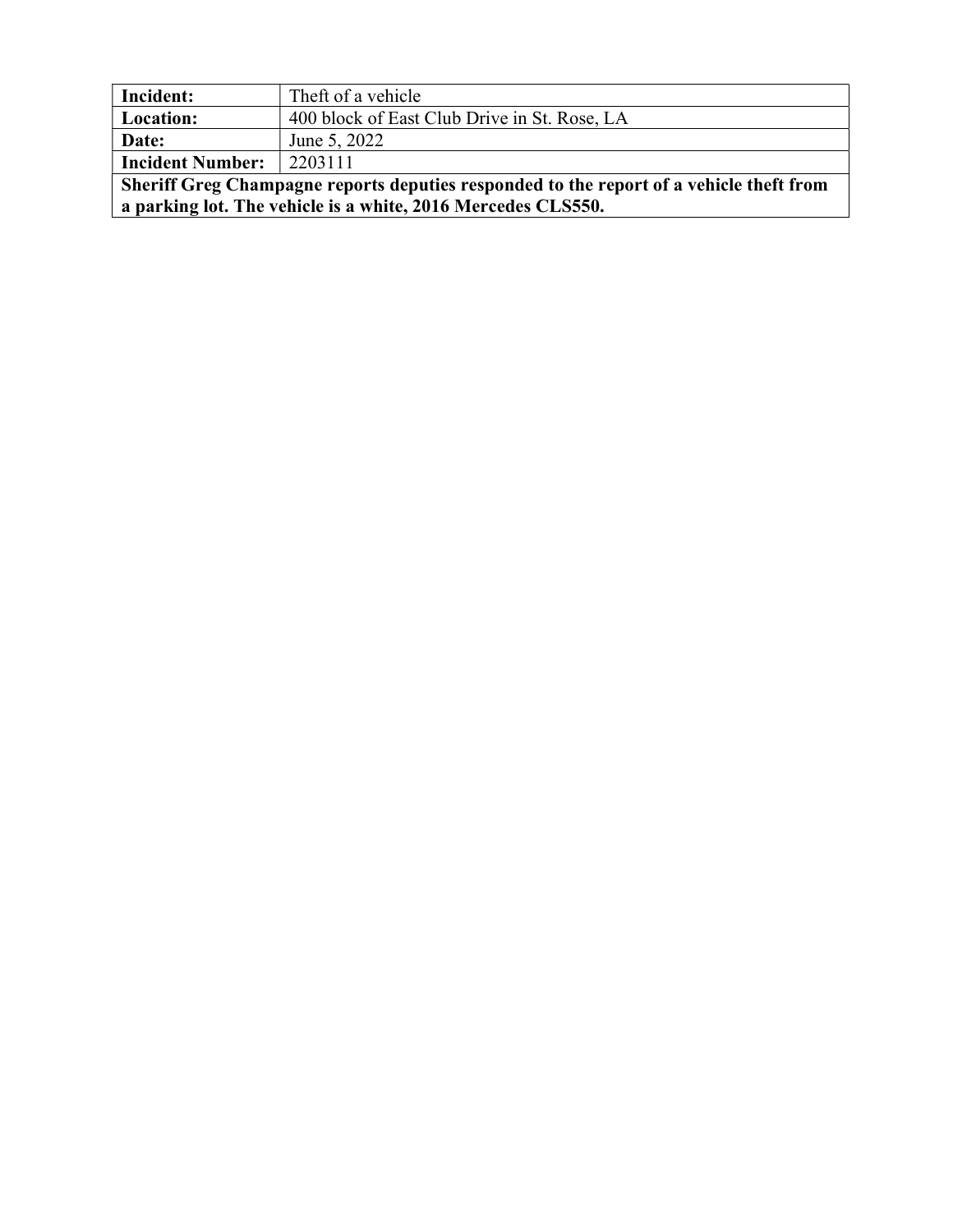| | |
|---|---|
| **Incident:** | Theft of a vehicle |
| **Location:** | 400 block of East Club Drive in St. Rose, LA |
| **Date:** | June 5, 2022 |
| **Incident Number:** | 2203111 |
| **Sheriff Greg Champagne reports deputies responded to the report of a vehicle theft from a parking lot. The vehicle is a white, 2016 Mercedes CLS550.** | |